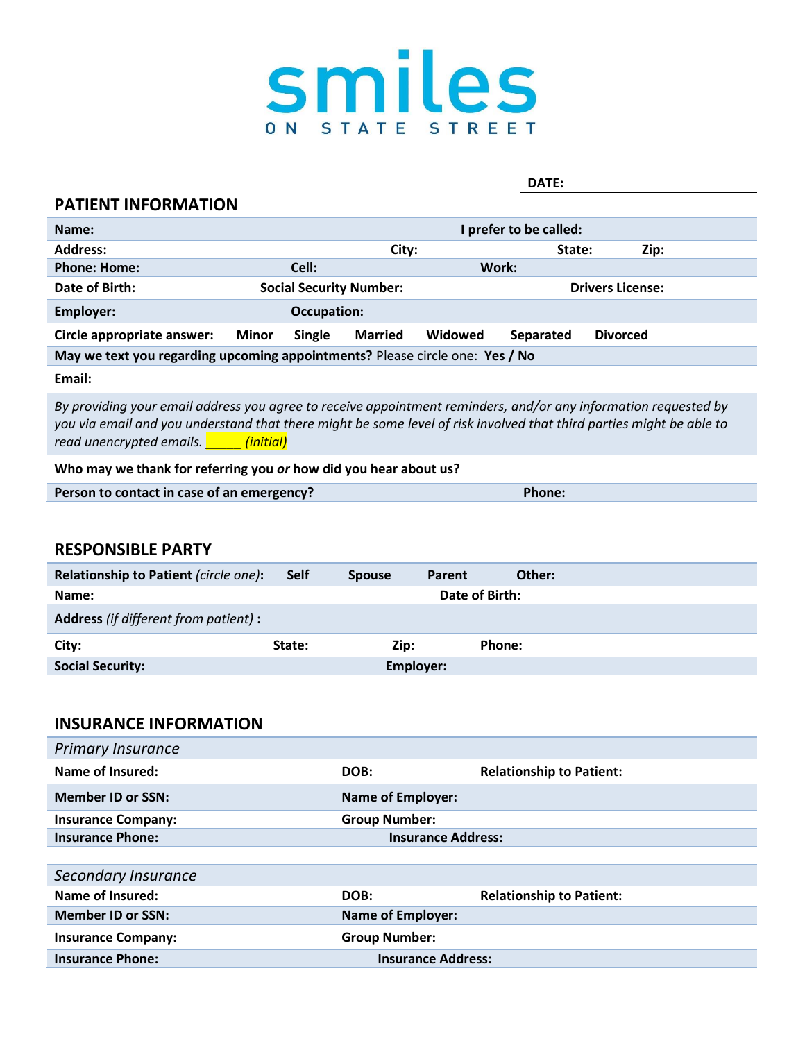# smiles

ON STATE STREET

**DATE:** ______________________

## PATIENT INFORMATION

**Name:** **I prefer to be called:**

**Address:** **City:** **State:** **Zip:**

**Phone: Home:** **Cell:** **Work:**

**Date of Birth:** **Social Security Number:** **Drivers License:**

**Employer:** **Occupation:**

**Circle appropriate answer:** **Minor** **Single** **Married** **Widowed** **Separated** **Divorced**

**May we text you regarding upcoming appointments?** Please circle one: **Yes / No**

**Email:**

*By providing your email address you agree to receive appointment reminders, and/or any information requested by you via email and you understand that there might be some level of risk involved that third parties might be able to read unencrypted emails.* _____ *(initial)*

**Who may we thank for referring you *or* how did you hear about us?**

**Person to contact in case of an emergency?** **Phone:**

## RESPONSIBLE PARTY

**Relationship to Patient** *(circle one)*: **Self** **Spouse** **Parent** **Other:**

**Name:** **Date of Birth:**

**Address** *(if different from patient)* **:**

**City:** **State:** **Zip:** **Phone:**

**Social Security:** **Employer:**

## INSURANCE INFORMATION

*Primary Insurance*

**Name of Insured:** **DOB:** **Relationship to Patient:**

**Member ID or SSN:** **Name of Employer:**

**Insurance Company:** **Group Number:**

**Insurance Phone:** **Insurance Address:**

*Secondary Insurance*

**Name of Insured:** **DOB:** **Relationship to Patient:**

**Member ID or SSN:** **Name of Employer:**

**Insurance Company:** **Group Number:**

**Insurance Phone:** **Insurance Address:**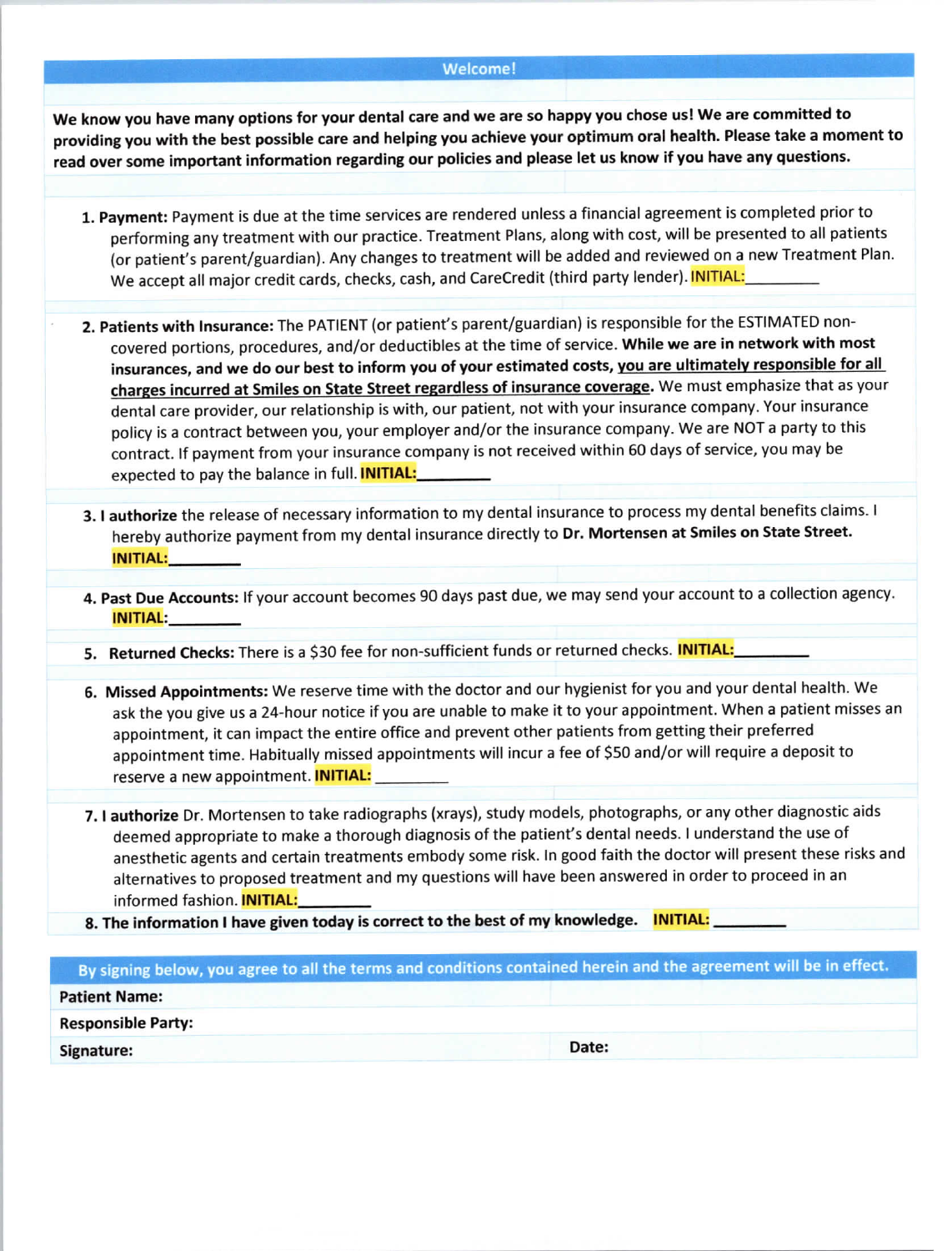## Welcome!

**We know you have many options for your dental care and we are so happy you chose us! We are committed to providing you with the best possible care and helping you achieve your optimum oral health. Please take a moment to read over some important information regarding our policies and please let us know if you have any questions.**

1. **Payment:** Payment is due at the time services are rendered unless a financial agreement is completed prior to performing any treatment with our practice. Treatment Plans, along with cost, will be presented to all patients (or patient's parent/guardian). Any changes to treatment will be added and reviewed on a new Treatment Plan. We accept all major credit cards, checks, cash, and CareCredit (third party lender). INITIAL:________

2. **Patients with Insurance:** The PATIENT (or patient's parent/guardian) is responsible for the ESTIMATED non-covered portions, procedures, and/or deductibles at the time of service. **While we are in network with most insurances, and we do our best to inform you of your estimated costs, <u>you are ultimately responsible for all charges incurred at Smiles on State Street regardless of insurance coverage</u>.** We must emphasize that as your dental care provider, our relationship is with, our patient, not with your insurance company. Your insurance policy is a contract between you, your employer and/or the insurance company. We are NOT a party to this contract. If payment from your insurance company is not received within 60 days of service, you may be expected to pay the balance in full. **INITIAL:________**

3. **I authorize** the release of necessary information to my dental insurance to process my dental benefits claims. I hereby authorize payment from my dental insurance directly to **Dr. Mortensen at Smiles on State Street.** **INITIAL:________**

4. **Past Due Accounts:** If your account becomes 90 days past due, we may send your account to a collection agency. **INITIAL:________**

5. **Returned Checks:** There is a $30 fee for non-sufficient funds or returned checks. **INITIAL:________**

6. **Missed Appointments:** We reserve time with the doctor and our hygienist for you and your dental health. We ask the you give us a 24-hour notice if you are unable to make it to your appointment. When a patient misses an appointment, it can impact the entire office and prevent other patients from getting their preferred appointment time. Habitually missed appointments will incur a fee of $50 and/or will require a deposit to reserve a new appointment. **INITIAL:** ________

7. **I authorize** Dr. Mortensen to take radiographs (xrays), study models, photographs, or any other diagnostic aids deemed appropriate to make a thorough diagnosis of the patient's dental needs. I understand the use of anesthetic agents and certain treatments embody some risk. In good faith the doctor will present these risks and alternatives to proposed treatment and my questions will have been answered in order to proceed in an informed fashion. **INITIAL:________**

8. **The information I have given today is correct to the best of my knowledge.** **INITIAL:** ________

**By signing below, you agree to all the terms and conditions contained herein and the agreement will be in effect.**

| | |
|---|---|
| **Patient Name:** | |
| **Responsible Party:** | |
| **Signature:** | **Date:** |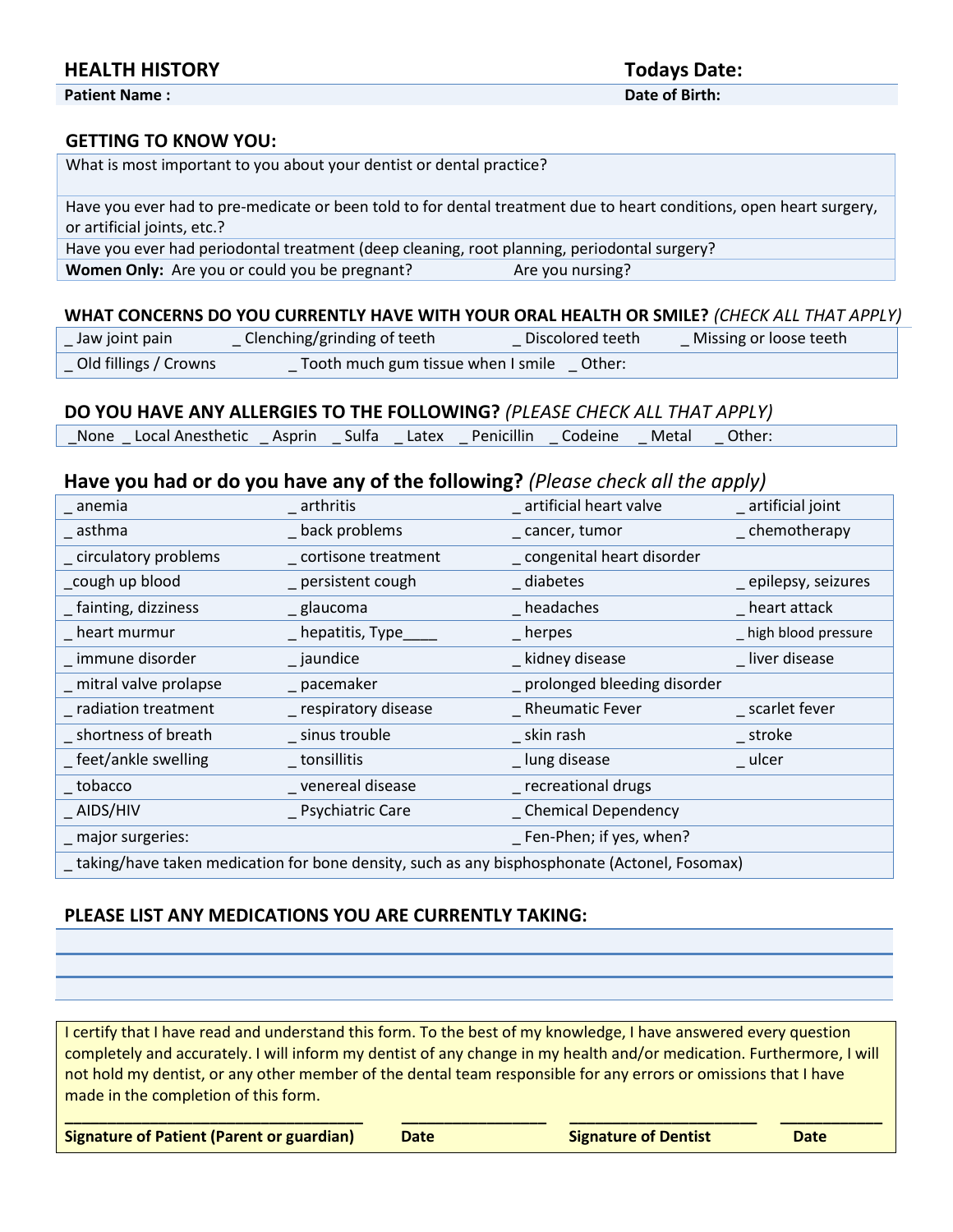## HEALTH HISTORY

**Todays Date:**

**Patient Name :** **Date of Birth:**

### GETTING TO KNOW YOU:

What is most important to you about your dentist or dental practice?

Have you ever had to pre-medicate or been told to for dental treatment due to heart conditions, open heart surgery, or artificial joints, etc.?

Have you ever had periodontal treatment (deep cleaning, root planning, periodontal surgery?

**Women Only:** Are you or could you be pregnant? Are you nursing?

### WHAT CONCERNS DO YOU CURRENTLY HAVE WITH YOUR ORAL HEALTH OR SMILE? *(CHECK ALL THAT APPLY)*

| | | | |
|---|---|---|---|
| _ Jaw joint pain | _ Clenching/grinding of teeth | _ Discolored teeth | _ Missing or loose teeth |
| _ Old fillings / Crowns | _ Tooth much gum tissue when I smile | _ Other: | |

### DO YOU HAVE ANY ALLERGIES TO THE FOLLOWING? *(PLEASE CHECK ALL THAT APPLY)*

_None _ Local Anesthetic _ Asprin _ Sulfa _ Latex _ Penicillin _ Codeine _ Metal _ Other:

### Have you had or do you have any of the following? *(Please check all the apply)*

| | | | |
|---|---|---|---|
| _ anemia | _ arthritis | _ artificial heart valve | _ artificial joint |
| _ asthma | _ back problems | _ cancer, tumor | _ chemotherapy |
| _ circulatory problems | _ cortisone treatment | _ congenital heart disorder | |
| _cough up blood | _ persistent cough | _ diabetes | _ epilepsy, seizures |
| _ fainting, dizziness | _ glaucoma | _ headaches | _ heart attack |
| _ heart murmur | _ hepatitis, Type____ | _ herpes | _ high blood pressure |
| _ immune disorder | _ jaundice | _ kidney disease | _ liver disease |
| _ mitral valve prolapse | _ pacemaker | _ prolonged bleeding disorder | |
| _ radiation treatment | _ respiratory disease | _ Rheumatic Fever | _ scarlet fever |
| _ shortness of breath | _ sinus trouble | _ skin rash | _ stroke |
| _ feet/ankle swelling | _ tonsillitis | _ lung disease | _ ulcer |
| _ tobacco | _ venereal disease | _ recreational drugs | |
| _ AIDS/HIV | _ Psychiatric Care | _ Chemical Dependency | |
| _ major surgeries: | | _ Fen-Phen; if yes, when? | |
| _ taking/have taken medication for bone density, such as any bisphosphonate (Actonel, Fosomax) | | | |

### PLEASE LIST ANY MEDICATIONS YOU ARE CURRENTLY TAKING:

I certify that I have read and understand this form. To the best of my knowledge, I have answered every question completely and accurately. I will inform my dentist of any change in my health and/or medication. Furthermore, I will not hold my dentist, or any other member of the dental team responsible for any errors or omissions that I have made in the completion of this form.

| ______________________________ | ______________ | ____________________ | __________ |
|---|---|---|---|
| **Signature of Patient (Parent or guardian)** | **Date** | **Signature of Dentist** | **Date** |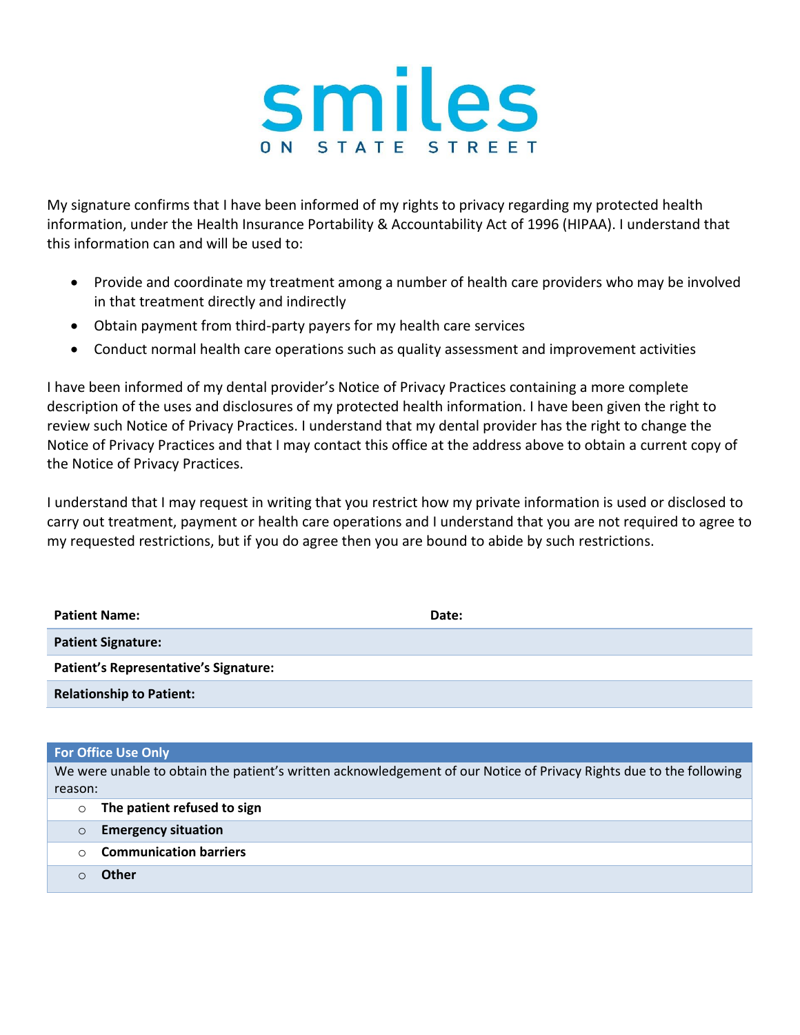# smiles

ON STATE STREET

My signature confirms that I have been informed of my rights to privacy regarding my protected health information, under the Health Insurance Portability & Accountability Act of 1996 (HIPAA). I understand that this information can and will be used to:

- Provide and coordinate my treatment among a number of health care providers who may be involved in that treatment directly and indirectly
- Obtain payment from third-party payers for my health care services
- Conduct normal health care operations such as quality assessment and improvement activities

I have been informed of my dental provider's Notice of Privacy Practices containing a more complete description of the uses and disclosures of my protected health information. I have been given the right to review such Notice of Privacy Practices. I understand that my dental provider has the right to change the Notice of Privacy Practices and that I may contact this office at the address above to obtain a current copy of the Notice of Privacy Practices.

I understand that I may request in writing that you restrict how my private information is used or disclosed to carry out treatment, payment or health care operations and I understand that you are not required to agree to my requested restrictions, but if you do agree then you are bound to abide by such restrictions.

| | |
|---|---|
| **Patient Name:** | **Date:** |
| **Patient Signature:** | |
| **Patient's Representative's Signature:** | |
| **Relationship to Patient:** | |

| **For Office Use Only** |
|---|
| We were unable to obtain the patient's written acknowledgement of our Notice of Privacy Rights due to the following reason: |
| ○ **The patient refused to sign** |
| ○ **Emergency situation** |
| ○ **Communication barriers** |
| ○ **Other** |